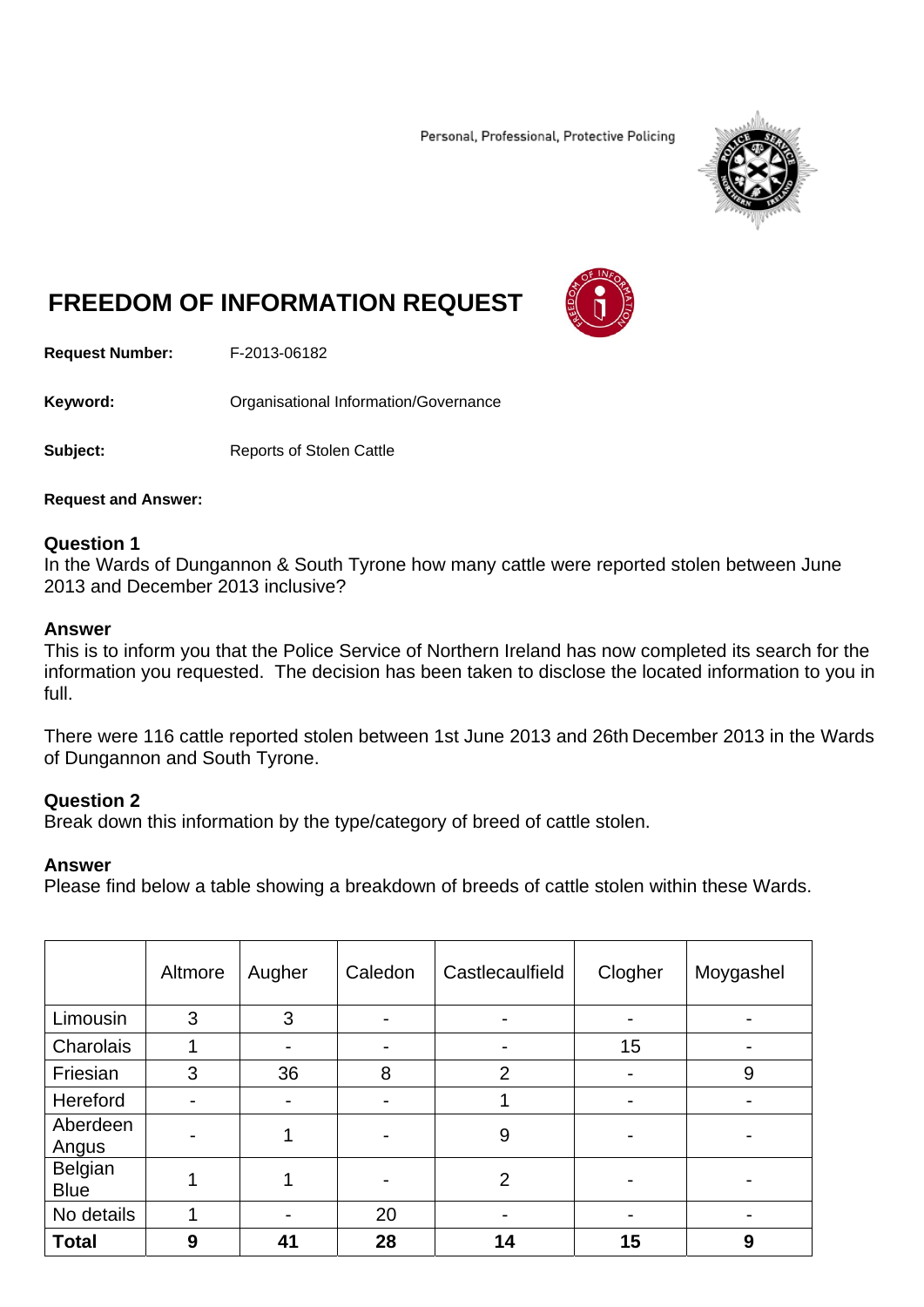Personal, Professional, Protective Policing

# FREEDOM OF INFORMATION REQUEST

**Request Number:** F-2013-06182

**Keyword:** Organisational Information/Governance

**Subject:** Reports of Stolen Cattle

**Request and Answer:**

**Question 1**
In the Wards of Dungannon & South Tyrone how many cattle were reported stolen between June 2013 and December 2013 inclusive?

**Answer**
This is to inform you that the Police Service of Northern Ireland has now completed its search for the information you requested. The decision has been taken to disclose the located information to you in full.

There were 116 cattle reported stolen between 1st June 2013 and 26th December 2013 in the Wards of Dungannon and South Tyrone.

**Question 2**
Break down this information by the type/category of breed of cattle stolen.

**Answer**
Please find below a table showing a breakdown of breeds of cattle stolen within these Wards.

| | Altmore | Augher | Caledon | Castlecaulfield | Clogher | Moygashel |
|---|---|---|---|---|---|---|
| Limousin | 3 | 3 | - | - | - | - |
| Charolais | 1 | - | - | - | 15 | - |
| Friesian | 3 | 36 | 8 | 2 | - | 9 |
| Hereford | - | - | - | 1 | - | - |
| Aberdeen Angus | - | 1 | - | 9 | - | - |
| Belgian Blue | 1 | 1 | - | 2 | - | - |
| No details | 1 | - | 20 | - | - | - |
| **Total** | **9** | **41** | **28** | **14** | **15** | **9** |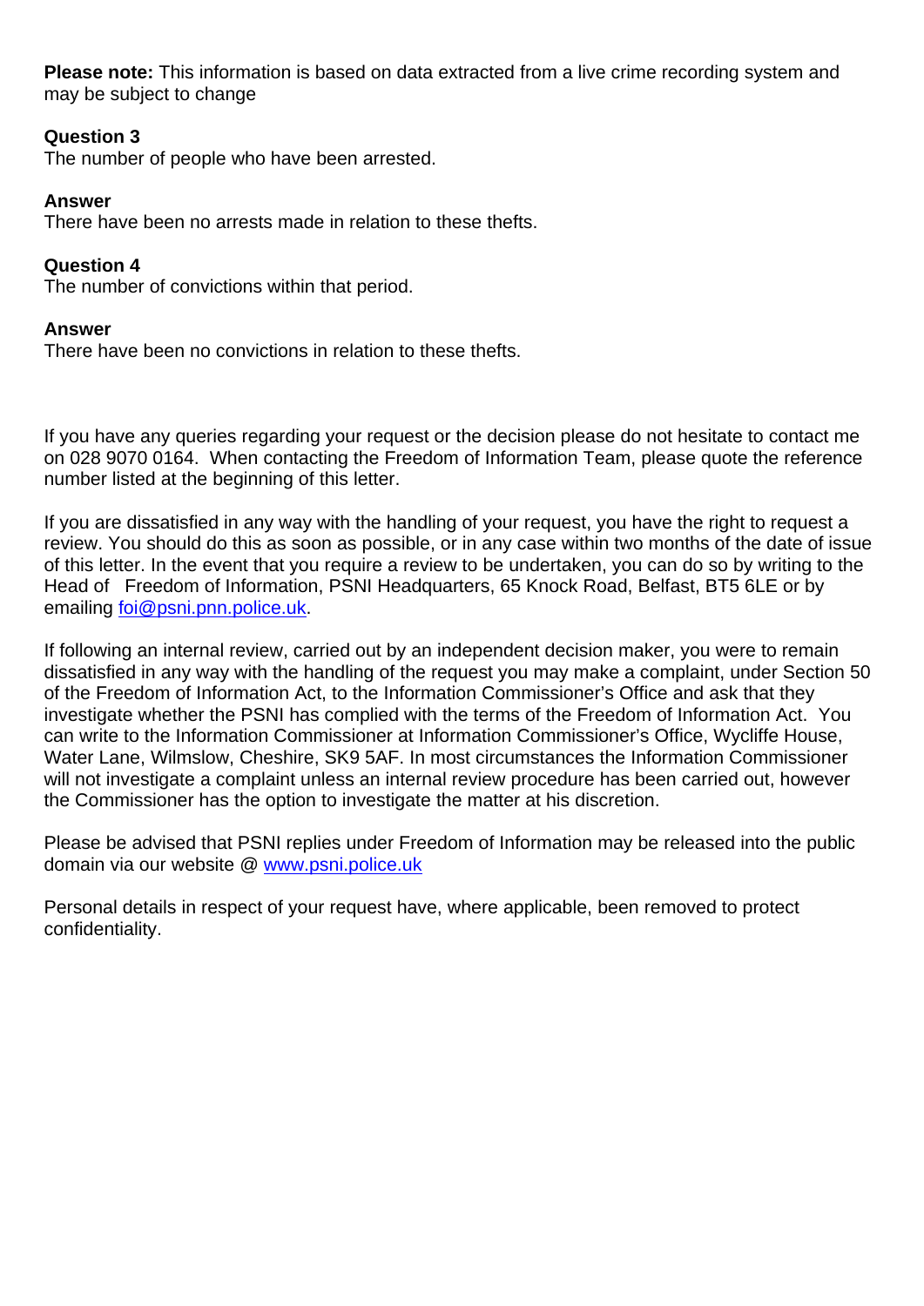**Please note:** This information is based on data extracted from a live crime recording system and may be subject to change

**Question 3**
The number of people who have been arrested.

**Answer**
There have been no arrests made in relation to these thefts.

**Question 4**
The number of convictions within that period.

**Answer**
There have been no convictions in relation to these thefts.

If you have any queries regarding your request or the decision please do not hesitate to contact me on 028 9070 0164. When contacting the Freedom of Information Team, please quote the reference number listed at the beginning of this letter.

If you are dissatisfied in any way with the handling of your request, you have the right to request a review. You should do this as soon as possible, or in any case within two months of the date of issue of this letter. In the event that you require a review to be undertaken, you can do so by writing to the Head of Freedom of Information, PSNI Headquarters, 65 Knock Road, Belfast, BT5 6LE or by emailing foi@psni.pnn.police.uk.

If following an internal review, carried out by an independent decision maker, you were to remain dissatisfied in any way with the handling of the request you may make a complaint, under Section 50 of the Freedom of Information Act, to the Information Commissioner's Office and ask that they investigate whether the PSNI has complied with the terms of the Freedom of Information Act. You can write to the Information Commissioner at Information Commissioner's Office, Wycliffe House, Water Lane, Wilmslow, Cheshire, SK9 5AF. In most circumstances the Information Commissioner will not investigate a complaint unless an internal review procedure has been carried out, however the Commissioner has the option to investigate the matter at his discretion.

Please be advised that PSNI replies under Freedom of Information may be released into the public domain via our website @ www.psni.police.uk

Personal details in respect of your request have, where applicable, been removed to protect confidentiality.